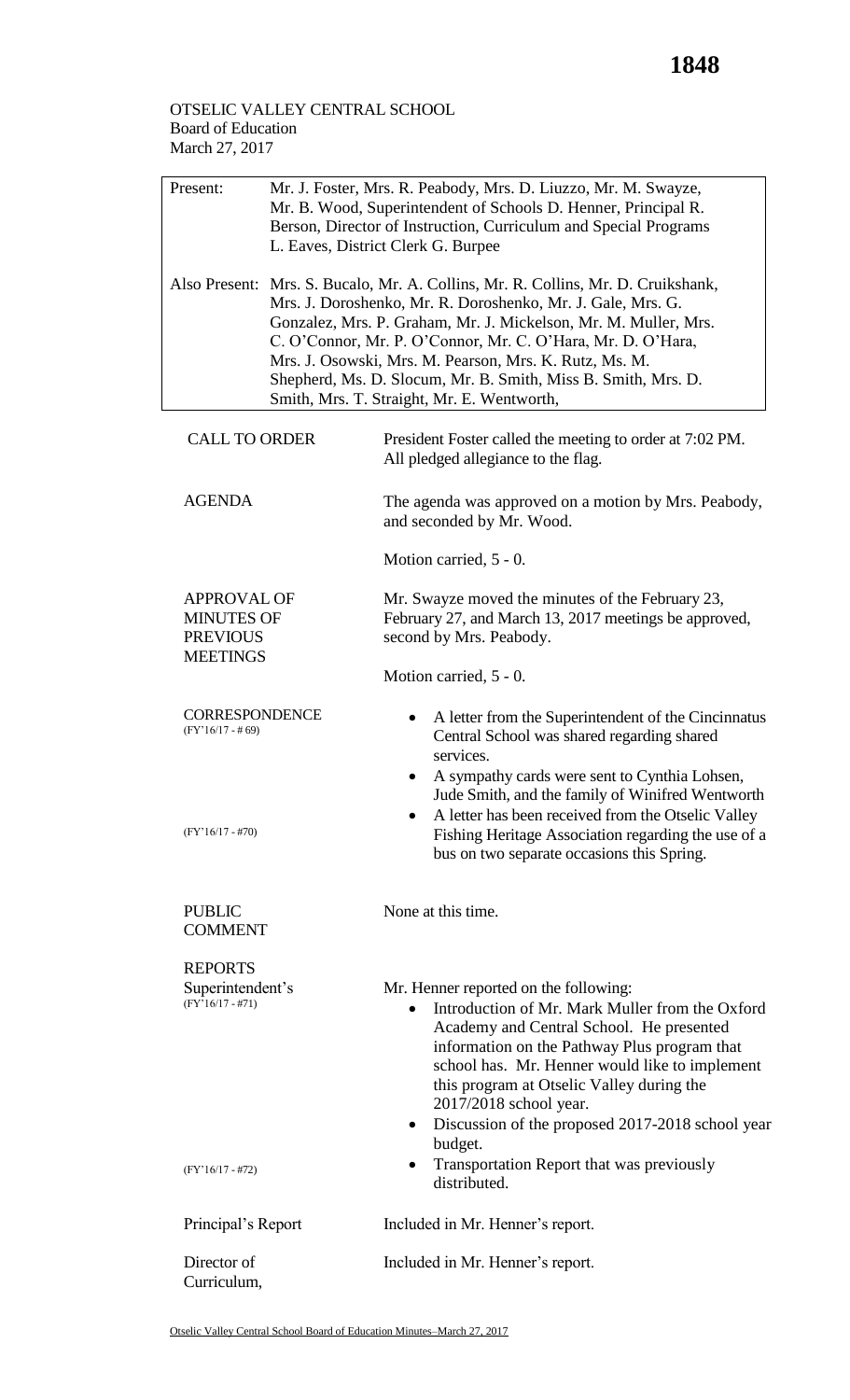OTSELIC VALLEY CENTRAL SCHOOL
Board of Education
March 27, 2017

| | |
|---|---|
| Present: | Mr. J. Foster, Mrs. R. Peabody, Mrs. D. Liuzzo, Mr. M. Swayze, Mr. B. Wood, Superintendent of Schools D. Henner, Principal R. Berson, Director of Instruction, Curriculum and Special Programs L. Eaves, District Clerk G. Burpee |
| Also Present: | Mrs. S. Bucalo, Mr. A. Collins, Mr. R. Collins, Mr. D. Cruikshank, Mrs. J. Doroshenko, Mr. R. Doroshenko, Mr. J. Gale, Mrs. G. Gonzalez, Mrs. P. Graham, Mr. J. Mickelson, Mr. M. Muller, Mrs. C. O'Connor, Mr. P. O'Connor, Mr. C. O'Hara, Mr. D. O'Hara, Mrs. J. Osowski, Mrs. M. Pearson, Mrs. K. Rutz, Ms. M. Shepherd, Ms. D. Slocum, Mr. B. Smith, Miss B. Smith, Mrs. D. Smith, Mrs. T. Straight, Mr. E. Wentworth, |

**CALL TO ORDER**

President Foster called the meeting to order at 7:02 PM. All pledged allegiance to the flag.

**AGENDA**

The agenda was approved on a motion by Mrs. Peabody, and seconded by Mr. Wood.

Motion carried, 5 - 0.

**APPROVAL OF MINUTES OF PREVIOUS MEETINGS**

Mr. Swayze moved the minutes of the February 23, February 27, and March 13, 2017 meetings be approved, second by Mrs. Peabody.

Motion carried, 5 - 0.

**CORRESPONDENCE**

(FY'16/17 - # 69)

- A letter from the Superintendent of the Cincinnatus Central School was shared regarding shared services.
- A sympathy cards were sent to Cynthia Lohsen, Jude Smith, and the family of Winifred Wentworth

(FY'16/17 - #70)

- A letter has been received from the Otselic Valley Fishing Heritage Association regarding the use of a bus on two separate occasions this Spring.

**PUBLIC COMMENT**

None at this time.

**REPORTS**

Superintendent's
(FY'16/17 - #71)

Mr. Henner reported on the following:

- Introduction of Mr. Mark Muller from the Oxford Academy and Central School. He presented information on the Pathway Plus program that school has. Mr. Henner would like to implement this program at Otselic Valley during the 2017/2018 school year.
- Discussion of the proposed 2017-2018 school year budget.

(FY'16/17 - #72)

- Transportation Report that was previously distributed.

Principal's Report

Included in Mr. Henner's report.

Director of Curriculum,

Included in Mr. Henner's report.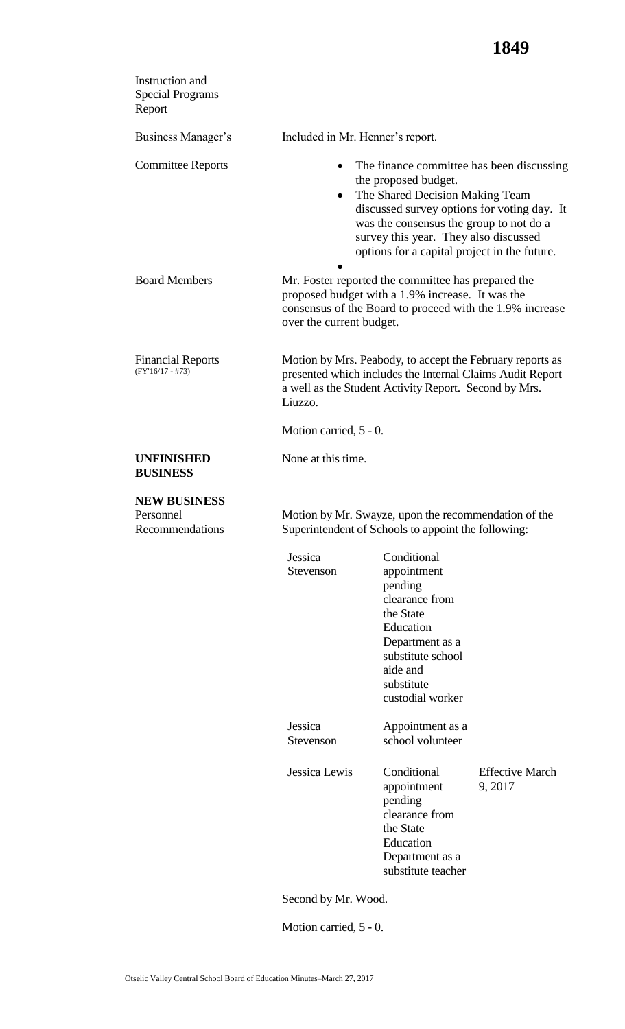Instruction and Special Programs Report

Business Manager's — Included in Mr. Henner's report.

Committee Reports

- The finance committee has been discussing the proposed budget.
- The Shared Decision Making Team discussed survey options for voting day. It was the consensus the group to not do a survey this year. They also discussed options for a capital project in the future.

Board Members — Mr. Foster reported the committee has prepared the proposed budget with a 1.9% increase. It was the consensus of the Board to proceed with the 1.9% increase over the current budget.

Financial Reports (FY'16/17 - #73) — Motion by Mrs. Peabody, to accept the February reports as presented which includes the Internal Claims Audit Report a well as the Student Activity Report. Second by Mrs. Liuzzo.

Motion carried, 5 - 0.

**UNFINISHED BUSINESS** — None at this time.

**NEW BUSINESS**

Personnel Recommendations — Motion by Mr. Swayze, upon the recommendation of the Superintendent of Schools to appoint the following:

| | | |
|---|---|---|
| Jessica Stevenson | Conditional appointment pending clearance from the State Education Department as a substitute school aide and substitute custodial worker | |
| Jessica Stevenson | Appointment as a school volunteer | |
| Jessica Lewis | Conditional appointment pending clearance from the State Education Department as a substitute teacher | Effective March 9, 2017 |

Second by Mr. Wood.

Motion carried, 5 - 0.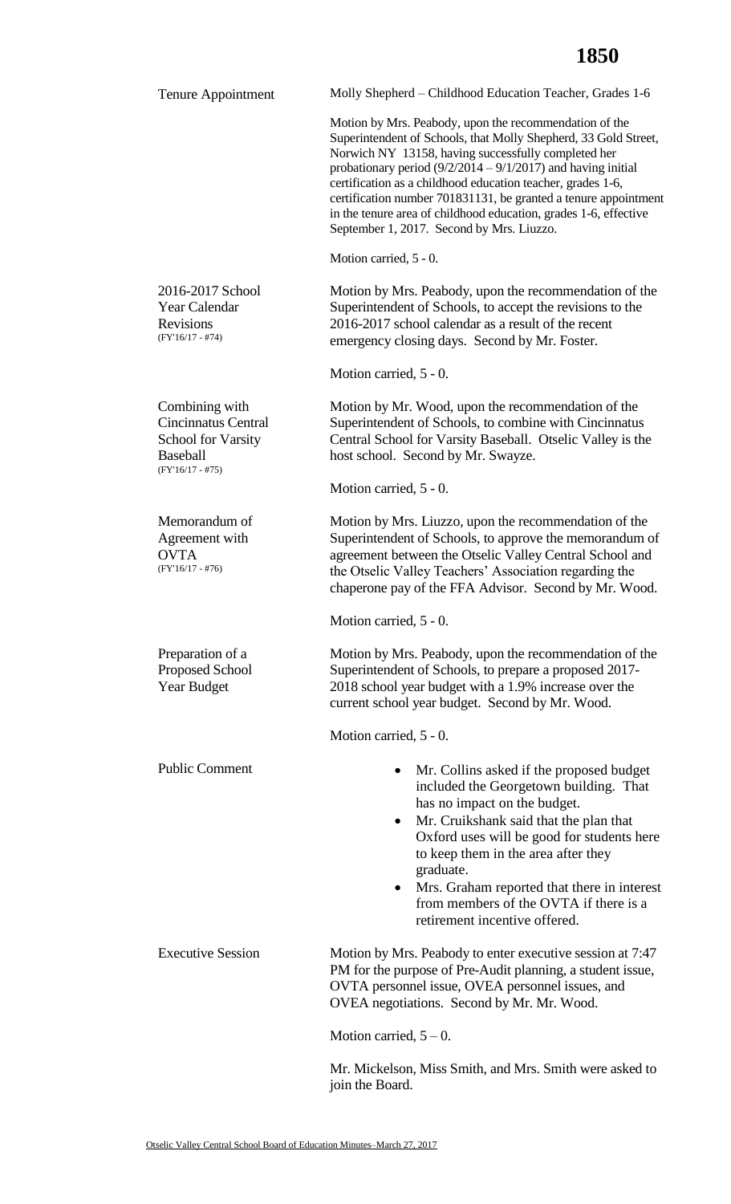**Tenure Appointment**

Molly Shepherd – Childhood Education Teacher, Grades 1-6

Motion by Mrs. Peabody, upon the recommendation of the Superintendent of Schools, that Molly Shepherd, 33 Gold Street, Norwich NY 13158, having successfully completed her probationary period (9/2/2014 – 9/1/2017) and having initial certification as a childhood education teacher, grades 1-6, certification number 701831131, be granted a tenure appointment in the tenure area of childhood education, grades 1-6, effective September 1, 2017. Second by Mrs. Liuzzo.

Motion carried, 5 - 0.

**2016-2017 School Year Calendar Revisions**
(FY'16/17 - #74)

Motion by Mrs. Peabody, upon the recommendation of the Superintendent of Schools, to accept the revisions to the 2016-2017 school calendar as a result of the recent emergency closing days. Second by Mr. Foster.

Motion carried, 5 - 0.

**Combining with Cincinnatus Central School for Varsity Baseball**
(FY'16/17 - #75)

Motion by Mr. Wood, upon the recommendation of the Superintendent of Schools, to combine with Cincinnatus Central School for Varsity Baseball. Otselic Valley is the host school. Second by Mr. Swayze.

Motion carried, 5 - 0.

**Memorandum of Agreement with OVTA**
(FY'16/17 - #76)

Motion by Mrs. Liuzzo, upon the recommendation of the Superintendent of Schools, to approve the memorandum of agreement between the Otselic Valley Central School and the Otselic Valley Teachers' Association regarding the chaperone pay of the FFA Advisor. Second by Mr. Wood.

Motion carried, 5 - 0.

**Preparation of a Proposed School Year Budget**

Motion by Mrs. Peabody, upon the recommendation of the Superintendent of Schools, to prepare a proposed 2017-2018 school year budget with a 1.9% increase over the current school year budget. Second by Mr. Wood.

Motion carried, 5 - 0.

**Public Comment**

- Mr. Collins asked if the proposed budget included the Georgetown building. That has no impact on the budget.
- Mr. Cruikshank said that the plan that Oxford uses will be good for students here to keep them in the area after they graduate.
- Mrs. Graham reported that there in interest from members of the OVTA if there is a retirement incentive offered.

**Executive Session**

Motion by Mrs. Peabody to enter executive session at 7:47 PM for the purpose of Pre-Audit planning, a student issue, OVTA personnel issue, OVEA personnel issues, and OVEA negotiations. Second by Mr. Mr. Wood.

Motion carried, 5 – 0.

Mr. Mickelson, Miss Smith, and Mrs. Smith were asked to join the Board.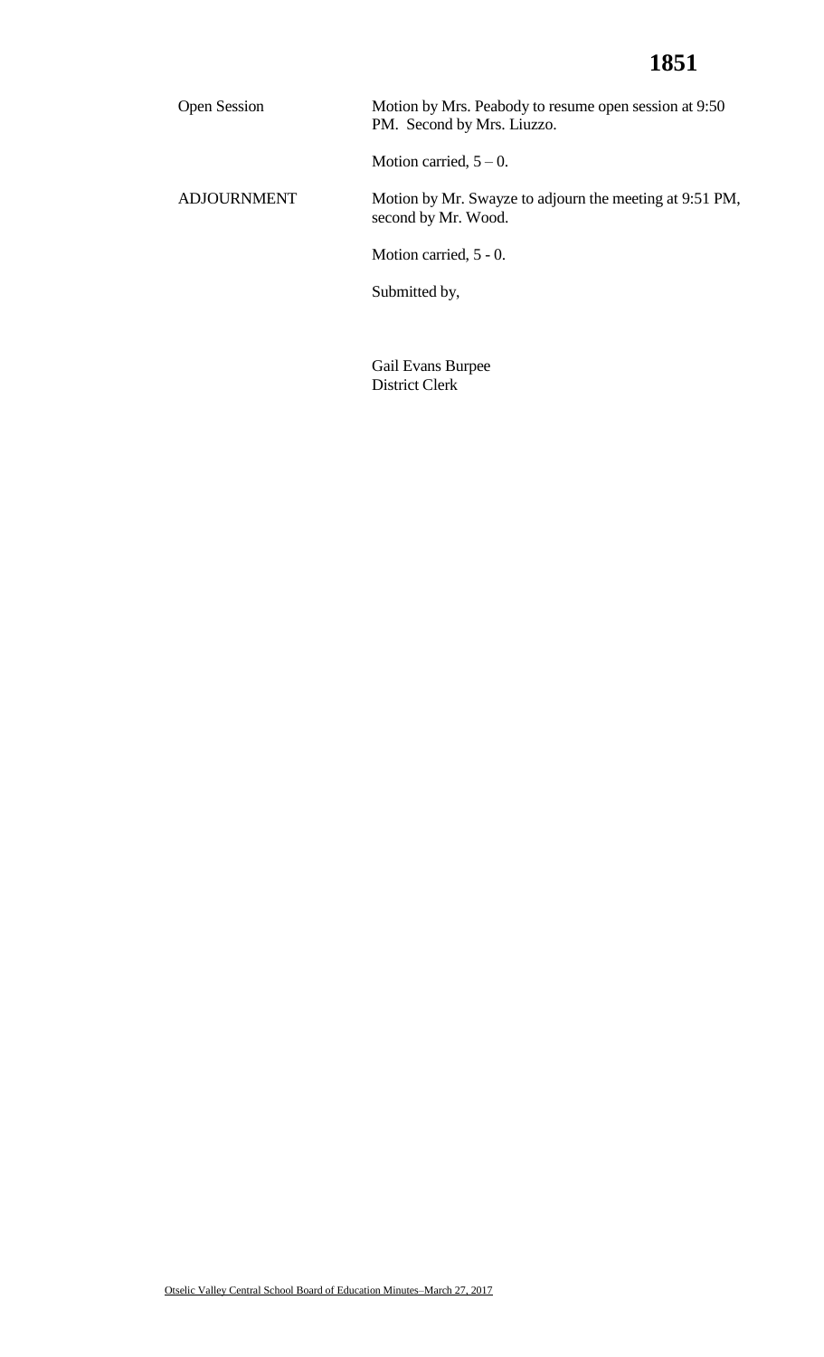| | |
|---|---|
| Open Session | Motion by Mrs. Peabody to resume open session at 9:50 PM. Second by Mrs. Liuzzo. |
| | Motion carried, 5 – 0. |
| ADJOURNMENT | Motion by Mr. Swayze to adjourn the meeting at 9:51 PM, second by Mr. Wood. |
| | Motion carried, 5 - 0. |
| | Submitted by, |
| | Gail Evans Burpee<br>District Clerk |